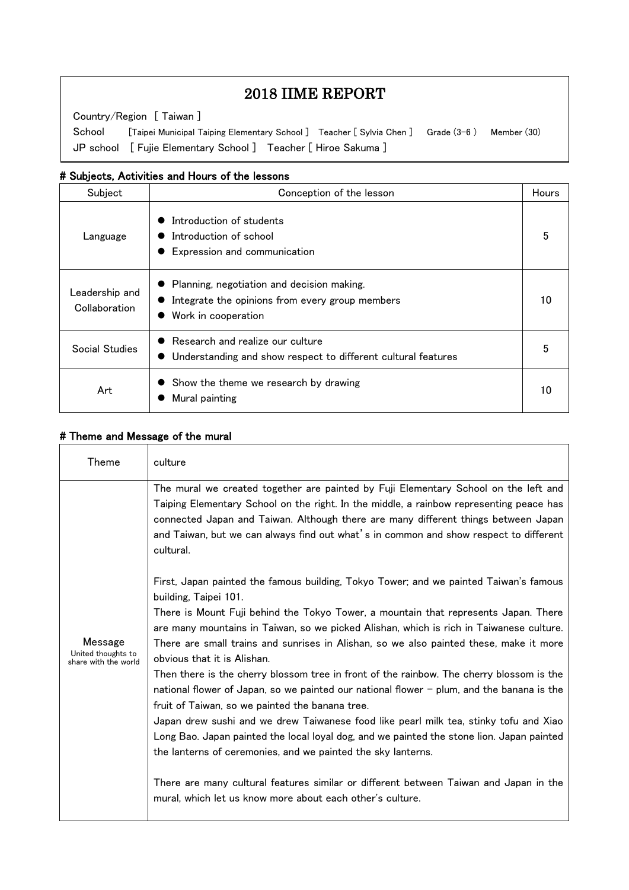# 2018 IIME REPORT

Country/Region [ Taiwan ]

School [Taipei Municipal Taiping Elementary School ] Teacher [ Sylvia Chen ] Grade (3-6 ) Member (30)

JP school [ Fujie Elementary School ] Teacher [ Hiroe Sakuma ]

## # Subjects, Activities and Hours of the lessons

| Subject | Conception of the lesson | Hours |
|---|---|---|
| Language | ● Introduction of students<br>● Introduction of school<br>● Expression and communication | 5 |
| Leadership and Collaboration | ● Planning, negotiation and decision making.<br>● Integrate the opinions from every group members<br>● Work in cooperation | 10 |
| Social Studies | ● Research and realize our culture<br>● Understanding and show respect to different cultural features | 5 |
| Art | ● Show the theme we research by drawing<br>● Mural painting | 10 |

## # Theme and Message of the mural

| Theme | culture |
|---|---|
| Message<br>United thoughts to share with the world | The mural we created together are painted by Fuji Elementary School on the left and Taiping Elementary School on the right. In the middle, a rainbow representing peace has connected Japan and Taiwan. Although there are many different things between Japan and Taiwan, but we can always find out what's in common and show respect to different cultural.<br><br>First, Japan painted the famous building, Tokyo Tower; and we painted Taiwan's famous building, Taipei 101.<br>There is Mount Fuji behind the Tokyo Tower, a mountain that represents Japan. There are many mountains in Taiwan, so we picked Alishan, which is rich in Taiwanese culture. There are small trains and sunrises in Alishan, so we also painted these, make it more obvious that it is Alishan.<br>Then there is the cherry blossom tree in front of the rainbow. The cherry blossom is the national flower of Japan, so we painted our national flower – plum, and the banana is the fruit of Taiwan, so we painted the banana tree.<br>Japan drew sushi and we drew Taiwanese food like pearl milk tea, stinky tofu and Xiao Long Bao. Japan painted the local loyal dog, and we painted the stone lion. Japan painted the lanterns of ceremonies, and we painted the sky lanterns.<br><br>There are many cultural features similar or different between Taiwan and Japan in the mural, which let us know more about each other's culture. |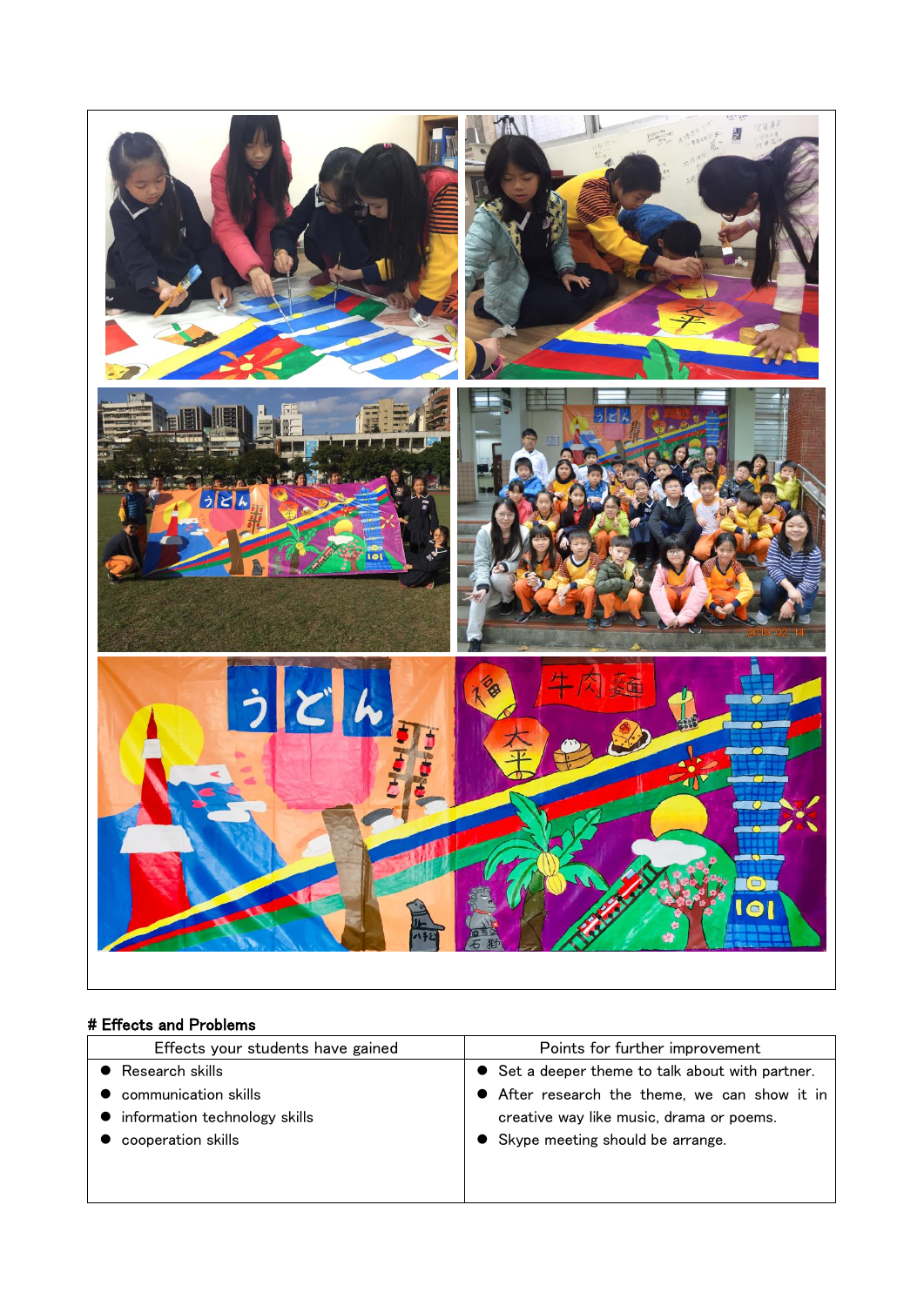# Effects and Problems

| Effects your students have gained | Points for further improvement |
| --- | --- |
| ● Research skills<br>● communication skills<br>● information technology skills<br>● cooperation skills | ● Set a deeper theme to talk about with partner.<br>● After research the theme, we can show it in creative way like music, drama or poems.<br>● Skype meeting should be arrange. |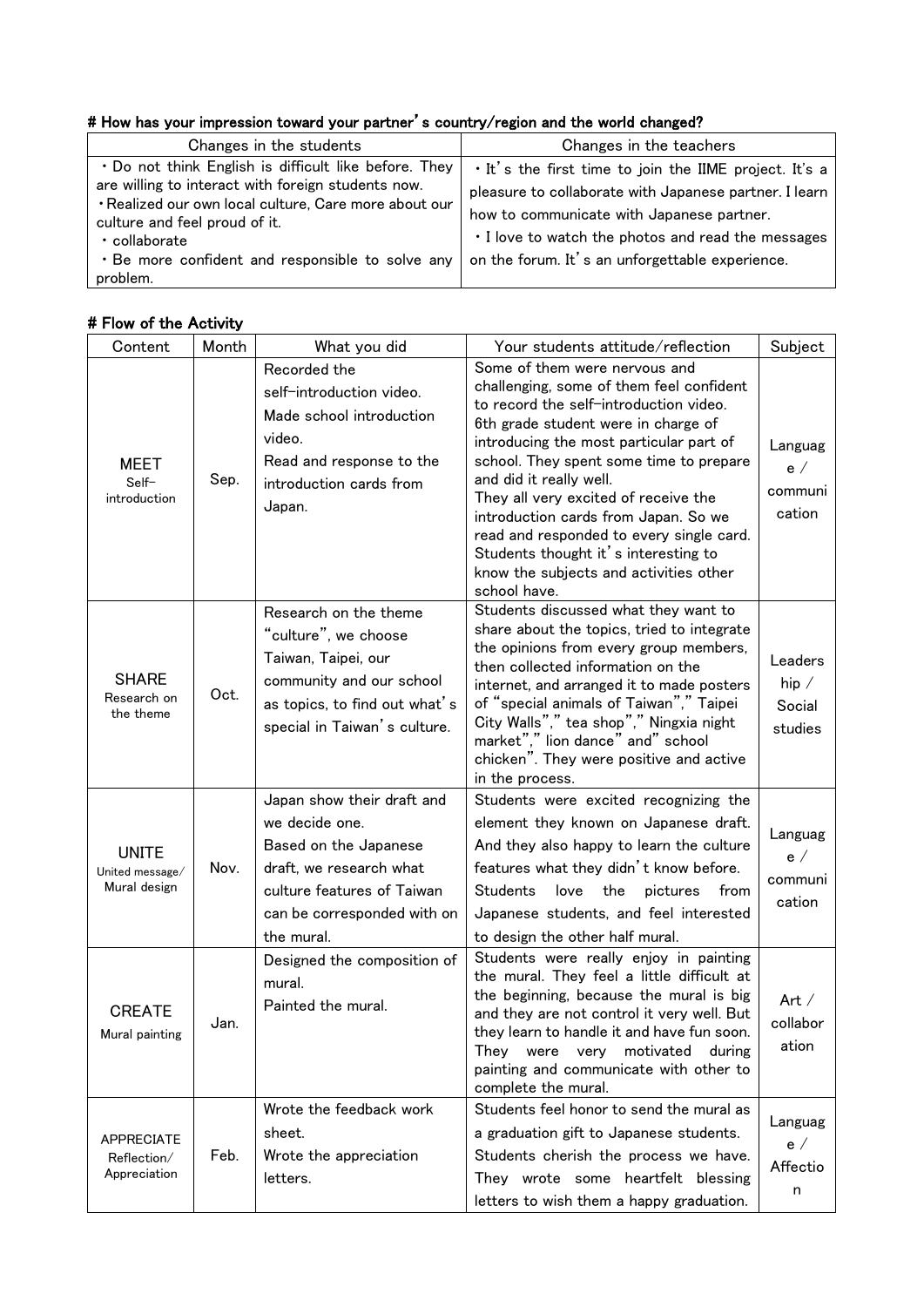# How has your impression toward your partner's country/region and the world changed?

| Changes in the students | Changes in the teachers |
|---|---|
| ・Do not think English is difficult like before. They are willing to interact with foreign students now.<br>・Realized our own local culture, Care more about our culture and feel proud of it.<br>・collaborate<br>・Be more confident and responsible to solve any problem. | ・It's the first time to join the IIME project. It's a pleasure to collaborate with Japanese partner. I learn how to communicate with Japanese partner.<br>・I love to watch the photos and read the messages on the forum. It's an unforgettable experience. |

# Flow of the Activity

| Content | Month | What you did | Your students attitude/reflection | Subject |
|---|---|---|---|---|
| MEET<br>Self-introduction | Sep. | Recorded the self-introduction video.<br>Made school introduction video.<br>Read and response to the introduction cards from Japan. | Some of them were nervous and challenging, some of them feel confident to record the self-introduction video. 6th grade student were in charge of introducing the most particular part of school. They spent some time to prepare and did it really well.<br>They all very excited of receive the introduction cards from Japan. So we read and responded to every single card. Students thought it's interesting to know the subjects and activities other school have. | Language / communication |
| SHARE<br>Research on the theme | Oct. | Research on the theme "culture", we choose Taiwan, Taipei, our community and our school as topics, to find out what's special in Taiwan's culture. | Students discussed what they want to share about the topics, tried to integrate the opinions from every group members, then collected information on the internet, and arranged it to made posters of "special animals of Taiwan"," Taipei City Walls"," tea shop"," Ningxia night market"," lion dance" and" school chicken". They were positive and active in the process. | Leadership / Social studies |
| UNITE<br>United message/ Mural design | Nov. | Japan show their draft and we decide one.<br>Based on the Japanese draft, we research what culture features of Taiwan can be corresponded with on the mural. | Students were excited recognizing the element they known on Japanese draft. And they also happy to learn the culture features what they didn't know before. Students love the pictures from Japanese students, and feel interested to design the other half mural. | Language / communication |
| CREATE<br>Mural painting | Jan. | Designed the composition of mural.<br>Painted the mural. | Students were really enjoy in painting the mural. They feel a little difficult at the beginning, because the mural is big and they are not control it very well. But they learn to handle it and have fun soon. They were very motivated during painting and communicate with other to complete the mural. | Art / collaboration |
| APPRECIATE<br>Reflection/ Appreciation | Feb. | Wrote the feedback work sheet.<br>Wrote the appreciation letters. | Students feel honor to send the mural as a graduation gift to Japanese students. Students cherish the process we have. They wrote some heartfelt blessing letters to wish them a happy graduation. | Language / Affection |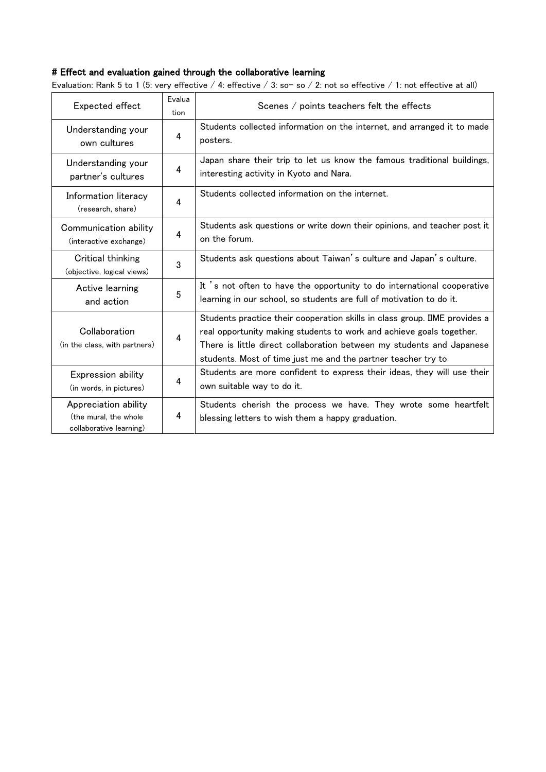# Effect and evaluation gained through the collaborative learning

Evaluation: Rank 5 to 1 (5: very effective / 4: effective / 3: so- so / 2: not so effective / 1: not effective at all)

| Expected effect | Evaluation | Scenes / points teachers felt the effects |
|---|---|---|
| Understanding your own cultures | 4 | Students collected information on the internet, and arranged it to made posters. |
| Understanding your partner's cultures | 4 | Japan share their trip to let us know the famous traditional buildings, interesting activity in Kyoto and Nara. |
| Information literacy (research, share) | 4 | Students collected information on the internet. |
| Communication ability (interactive exchange) | 4 | Students ask questions or write down their opinions, and teacher post it on the forum. |
| Critical thinking (objective, logical views) | 3 | Students ask questions about Taiwan's culture and Japan's culture. |
| Active learning and action | 5 | It 's not often to have the opportunity to do international cooperative learning in our school, so students are full of motivation to do it. |
| Collaboration (in the class, with partners) | 4 | Students practice their cooperation skills in class group. IIME provides a real opportunity making students to work and achieve goals together. There is little direct collaboration between my students and Japanese students. Most of time just me and the partner teacher try to |
| Expression ability (in words, in pictures) | 4 | Students are more confident to express their ideas, they will use their own suitable way to do it. |
| Appreciation ability (the mural, the whole collaborative learning) | 4 | Students cherish the process we have. They wrote some heartfelt blessing letters to wish them a happy graduation. |